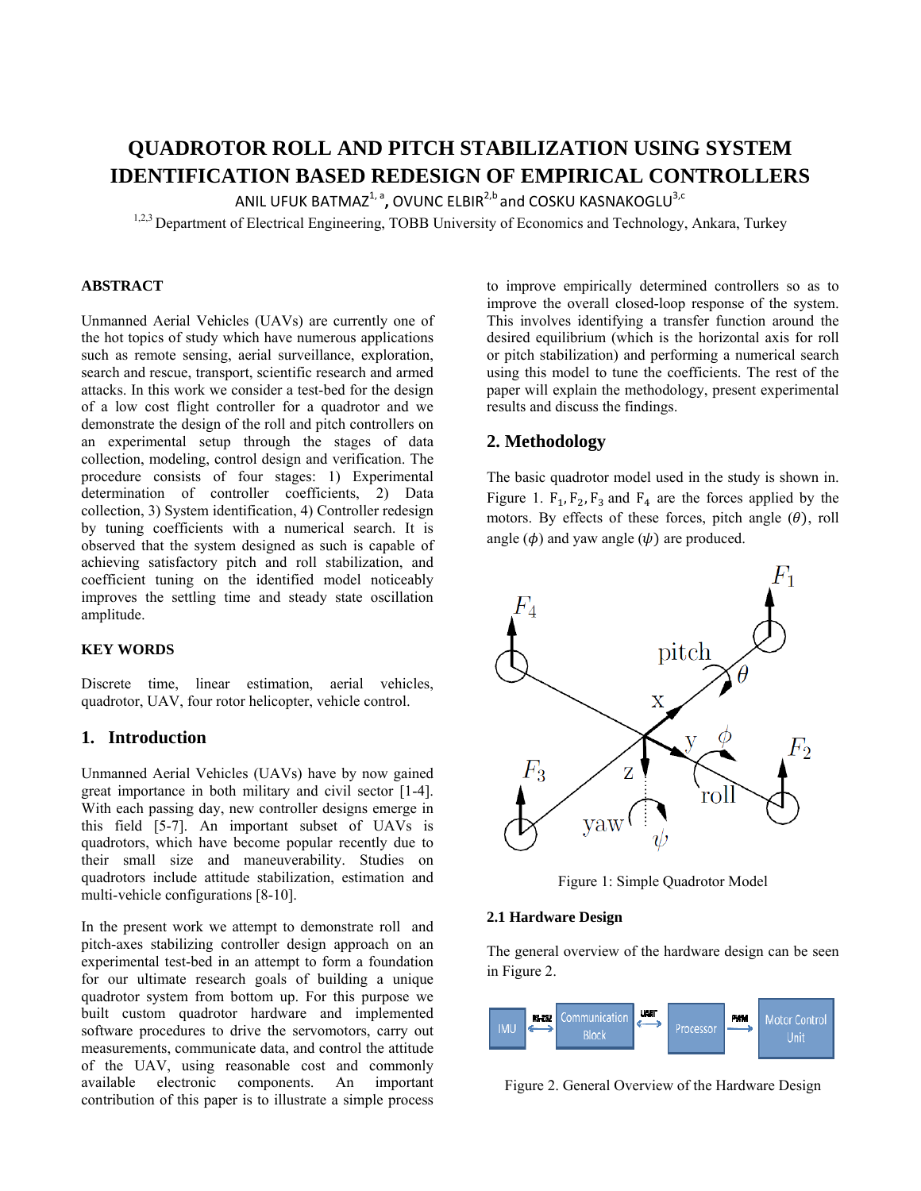# QUADROTOR ROLL AND PITCH STABILIZATION USING SYSTEM IDENTIFICATION BASED REDESIGN OF EMPIRICAL CONTROLLERS

ANIL UFUK BATMAZ[1, a], OVUNC ELBIR[2,b] and COSKU KASNAKOGLU[3,c]

[1,2,3] Department of Electrical Engineering, TOBB University of Economics and Technology, Ankara, Turkey

## ABSTRACT

Unmanned Aerial Vehicles (UAVs) are currently one of the hot topics of study which have numerous applications such as remote sensing, aerial surveillance, exploration, search and rescue, transport, scientific research and armed attacks. In this work we consider a test-bed for the design of a low cost flight controller for a quadrotor and we demonstrate the design of the roll and pitch controllers on an experimental setup through the stages of data collection, modeling, control design and verification. The procedure consists of four stages: 1) Experimental determination of controller coefficients, 2) Data collection, 3) System identification, 4) Controller redesign by tuning coefficients with a numerical search. It is observed that the system designed as such is capable of achieving satisfactory pitch and roll stabilization, and coefficient tuning on the identified model noticeably improves the settling time and steady state oscillation amplitude.

## KEY WORDS

Discrete time, linear estimation, aerial vehicles, quadrotor, UAV, four rotor helicopter, vehicle control.

## 1. Introduction

Unmanned Aerial Vehicles (UAVs) have by now gained great importance in both military and civil sector [1-4]. With each passing day, new controller designs emerge in this field [5-7]. An important subset of UAVs is quadrotors, which have become popular recently due to their small size and maneuverability. Studies on quadrotors include attitude stabilization, estimation and multi-vehicle configurations [8-10].

In the present work we attempt to demonstrate roll and pitch-axes stabilizing controller design approach on an experimental test-bed in an attempt to form a foundation for our ultimate research goals of building a unique quadrotor system from bottom up. For this purpose we built custom quadrotor hardware and implemented software procedures to drive the servomotors, carry out measurements, communicate data, and control the attitude of the UAV, using reasonable cost and commonly available electronic components. An important contribution of this paper is to illustrate a simple process to improve empirically determined controllers so as to improve the overall closed-loop response of the system. This involves identifying a transfer function around the desired equilibrium (which is the horizontal axis for roll or pitch stabilization) and performing a numerical search using this model to tune the coefficients. The rest of the paper will explain the methodology, present experimental results and discuss the findings.

## 2. Methodology

The basic quadrotor model used in the study is shown in. Figure 1. $F_1, F_2, F_3$ and $F_4$ are the forces applied by the motors. By effects of these forces, pitch angle ($\theta$), roll angle ($\phi$) and yaw angle ($\psi$) are produced.

Figure 1: Simple Quadrotor Model

### 2.1 Hardware Design

The general overview of the hardware design can be seen in Figure 2.

Figure 2. General Overview of the Hardware Design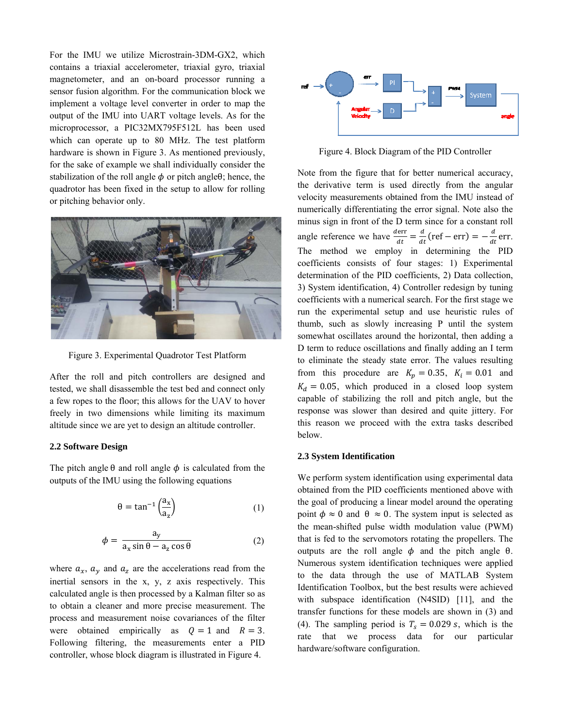For the IMU we utilize Microstrain-3DM-GX2, which contains a triaxial accelerometer, triaxial gyro, triaxial magnetometer, and an on-board processor running a sensor fusion algorithm. For the communication block we implement a voltage level converter in order to map the output of the IMU into UART voltage levels. As for the microprocessor, a PIC32MX795F512L has been used which can operate up to 80 MHz. The test platform hardware is shown in Figure 3. As mentioned previously, for the sake of example we shall individually consider the stabilization of the roll angle $\phi$ or pitch angle $\theta$; hence, the quadrotor has been fixed in the setup to allow for rolling or pitching behavior only.

Figure 3. Experimental Quadrotor Test Platform

After the roll and pitch controllers are designed and tested, we shall disassemble the test bed and connect only a few ropes to the floor; this allows for the UAV to hover freely in two dimensions while limiting its maximum altitude since we are yet to design an altitude controller.

### 2.2 Software Design

The pitch angle $\theta$ and roll angle $\phi$ is calculated from the outputs of the IMU using the following equations

$$\theta = \tan^{-1}\left(\frac{a_x}{a_z}\right) \tag{1}$$

$$\phi = \frac{a_y}{a_x \sin\theta - a_z \cos\theta} \tag{2}$$

where $a_x$, $a_y$ and $a_z$ are the accelerations read from the inertial sensors in the x, y, z axis respectively. This calculated angle is then processed by a Kalman filter so as to obtain a cleaner and more precise measurement. The process and measurement noise covariances of the filter were obtained empirically as $Q = 1$ and $R = 3$. Following filtering, the measurements enter a PID controller, whose block diagram is illustrated in Figure 4.

Figure 4. Block Diagram of the PID Controller

Note from the figure that for better numerical accuracy, the derivative term is used directly from the angular velocity measurements obtained from the IMU instead of numerically differentiating the error signal. Note also the minus sign in front of the D term since for a constant roll angle reference we have $\frac{derr}{dt} = \frac{d}{dt}(\text{ref} - \text{err}) = -\frac{d}{dt}\text{err}$.

The method we employ in determining the PID coefficients consists of four stages: 1) Experimental determination of the PID coefficients, 2) Data collection, 3) System identification, 4) Controller redesign by tuning coefficients with a numerical search. For the first stage we run the experimental setup and use heuristic rules of thumb, such as slowly increasing P until the system somewhat oscillates around the horizontal, then adding a D term to reduce oscillations and finally adding an I term to eliminate the steady state error. The values resulting from this procedure are $K_p = 0.35$, $K_i = 0.01$ and $K_d = 0.05$, which produced in a closed loop system capable of stabilizing the roll and pitch angle, but the response was slower than desired and quite jittery. For this reason we proceed with the extra tasks described below.

### 2.3 System Identification

We perform system identification using experimental data obtained from the PID coefficients mentioned above with the goal of producing a linear model around the operating point $\phi \approx 0$ and $\theta \approx 0$. The system input is selected as the mean-shifted pulse width modulation value (PWM) that is fed to the servomotors rotating the propellers. The outputs are the roll angle $\phi$ and the pitch angle $\theta$. Numerous system identification techniques were applied to the data through the use of MATLAB System Identification Toolbox, but the best results were achieved with subspace identification (N4SID) [11], and the transfer functions for these models are shown in (3) and (4). The sampling period is $T_s = 0.029\ s$, which is the rate that we process data for our particular hardware/software configuration.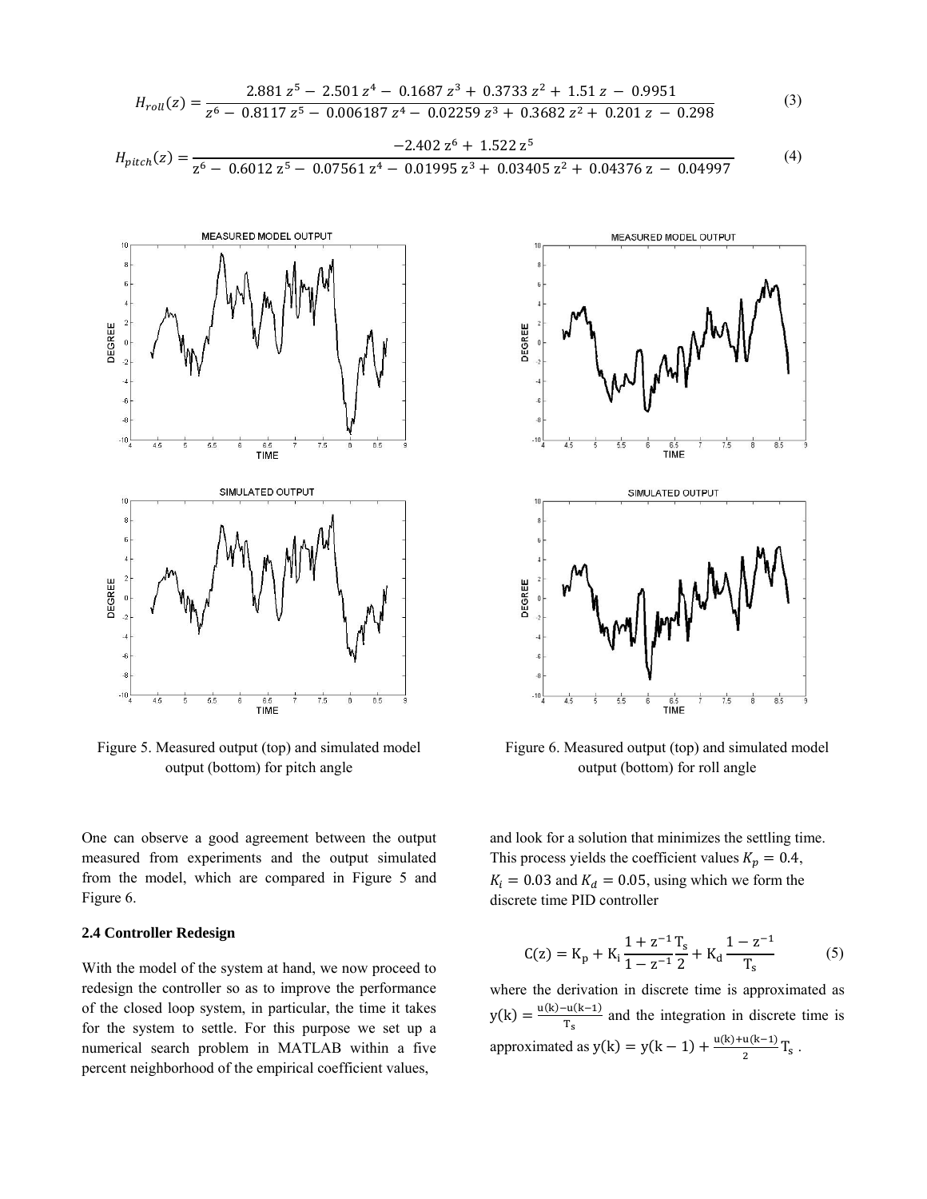$$H_{roll}(z) = \frac{2.881\, z^5 - 2.501\, z^4 - 0.1687\, z^3 + 0.3733\, z^2 + 1.51\, z - 0.9951}{z^6 - 0.8117\, z^5 - 0.006187\, z^4 - 0.02259\, z^3 + 0.3682\, z^2 + 0.201\, z - 0.298} \quad (3)$$

$$H_{pitch}(z) = \frac{-2.402\, z^6 + 1.522\, z^5}{z^6 - 0.6012\, z^5 - 0.07561\, z^4 - 0.01995\, z^3 + 0.03405\, z^2 + 0.04376\, z - 0.04997} \quad (4)$$

Figure 5. Measured output (top) and simulated model output (bottom) for pitch angle

Figure 6. Measured output (top) and simulated model output (bottom) for roll angle

One can observe a good agreement between the output measured from experiments and the output simulated from the model, which are compared in Figure 5 and Figure 6.

### 2.4 Controller Redesign

With the model of the system at hand, we now proceed to redesign the controller so as to improve the performance of the closed loop system, in particular, the time it takes for the system to settle. For this purpose we set up a numerical search problem in MATLAB within a five percent neighborhood of the empirical coefficient values, and look for a solution that minimizes the settling time. This process yields the coefficient values $K_p = 0.4$, $K_i = 0.03$ and $K_d = 0.05$, using which we form the discrete time PID controller

$$C(z) = K_p + K_i \frac{1 + z^{-1}}{1 - z^{-1}} \frac{T_s}{2} + K_d \frac{1 - z^{-1}}{T_s} \quad (5)$$

where the derivation in discrete time is approximated as $y(k) = \frac{u(k) - u(k-1)}{T_s}$ and the integration in discrete time is approximated as $y(k) = y(k-1) + \frac{u(k) + u(k-1)}{2} T_s$ .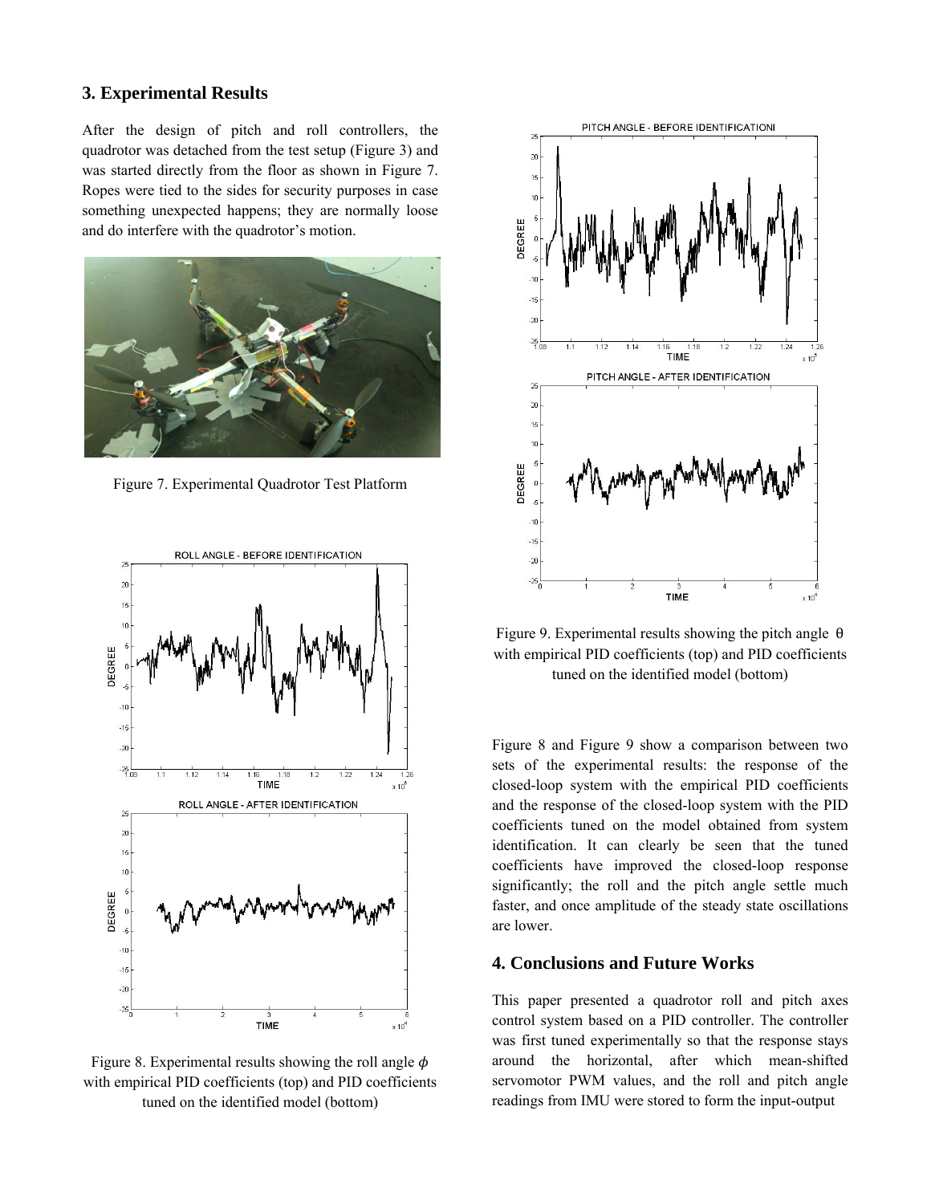## 3. Experimental Results

After the design of pitch and roll controllers, the quadrotor was detached from the test setup (Figure 3) and was started directly from the floor as shown in Figure 7. Ropes were tied to the sides for security purposes in case something unexpected happens; they are normally loose and do interfere with the quadrotor's motion.

Figure 7. Experimental Quadrotor Test Platform

Figure 8. Experimental results showing the roll angle $\phi$ with empirical PID coefficients (top) and PID coefficients tuned on the identified model (bottom)

Figure 9. Experimental results showing the pitch angle $\theta$ with empirical PID coefficients (top) and PID coefficients tuned on the identified model (bottom)

Figure 8 and Figure 9 show a comparison between two sets of the experimental results: the response of the closed-loop system with the empirical PID coefficients and the response of the closed-loop system with the PID coefficients tuned on the model obtained from system identification. It can clearly be seen that the tuned coefficients have improved the closed-loop response significantly; the roll and the pitch angle settle much faster, and once amplitude of the steady state oscillations are lower.

## 4. Conclusions and Future Works

This paper presented a quadrotor roll and pitch axes control system based on a PID controller. The controller was first tuned experimentally so that the response stays around the horizontal, after which mean-shifted servomotor PWM values, and the roll and pitch angle readings from IMU were stored to form the input-output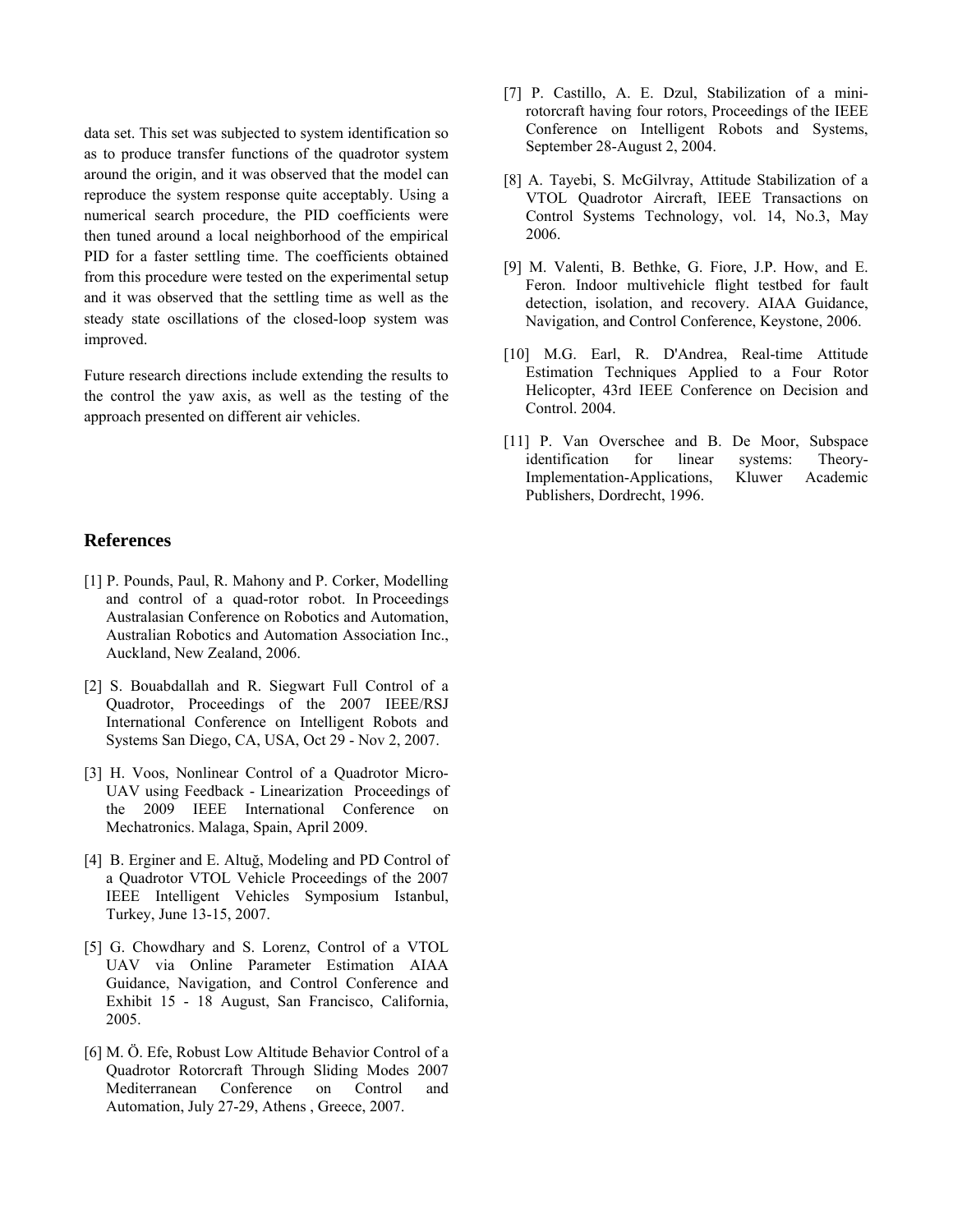data set. This set was subjected to system identification so as to produce transfer functions of the quadrotor system around the origin, and it was observed that the model can reproduce the system response quite acceptably. Using a numerical search procedure, the PID coefficients were then tuned around a local neighborhood of the empirical PID for a faster settling time. The coefficients obtained from this procedure were tested on the experimental setup and it was observed that the settling time as well as the steady state oscillations of the closed-loop system was improved.

Future research directions include extending the results to the control the yaw axis, as well as the testing of the approach presented on different air vehicles.

## References

[1] P. Pounds, Paul, R. Mahony and P. Corker, Modelling and control of a quad-rotor robot. In Proceedings Australasian Conference on Robotics and Automation, Australian Robotics and Automation Association Inc., Auckland, New Zealand, 2006.

[2] S. Bouabdallah and R. Siegwart Full Control of a Quadrotor, Proceedings of the 2007 IEEE/RSJ International Conference on Intelligent Robots and Systems San Diego, CA, USA, Oct 29 - Nov 2, 2007.

[3] H. Voos, Nonlinear Control of a Quadrotor Micro-UAV using Feedback - Linearization Proceedings of the 2009 IEEE International Conference on Mechatronics. Malaga, Spain, April 2009.

[4] B. Erginer and E. Altuğ, Modeling and PD Control of a Quadrotor VTOL Vehicle Proceedings of the 2007 IEEE Intelligent Vehicles Symposium Istanbul, Turkey, June 13-15, 2007.

[5] G. Chowdhary and S. Lorenz, Control of a VTOL UAV via Online Parameter Estimation AIAA Guidance, Navigation, and Control Conference and Exhibit 15 - 18 August, San Francisco, California, 2005.

[6] M. Ö. Efe, Robust Low Altitude Behavior Control of a Quadrotor Rotorcraft Through Sliding Modes 2007 Mediterranean Conference on Control and Automation, July 27-29, Athens , Greece, 2007.

[7] P. Castillo, A. E. Dzul, Stabilization of a mini-rotorcraft having four rotors, Proceedings of the IEEE Conference on Intelligent Robots and Systems, September 28-August 2, 2004.

[8] A. Tayebi, S. McGilvray, Attitude Stabilization of a VTOL Quadrotor Aircraft, IEEE Transactions on Control Systems Technology, vol. 14, No.3, May 2006.

[9] M. Valenti, B. Bethke, G. Fiore, J.P. How, and E. Feron. Indoor multivehicle flight testbed for fault detection, isolation, and recovery. AIAA Guidance, Navigation, and Control Conference, Keystone, 2006.

[10] M.G. Earl, R. D'Andrea, Real-time Attitude Estimation Techniques Applied to a Four Rotor Helicopter, 43rd IEEE Conference on Decision and Control. 2004.

[11] P. Van Overschee and B. De Moor, Subspace identification for linear systems: Theory-Implementation-Applications, Kluwer Academic Publishers, Dordrecht, 1996.